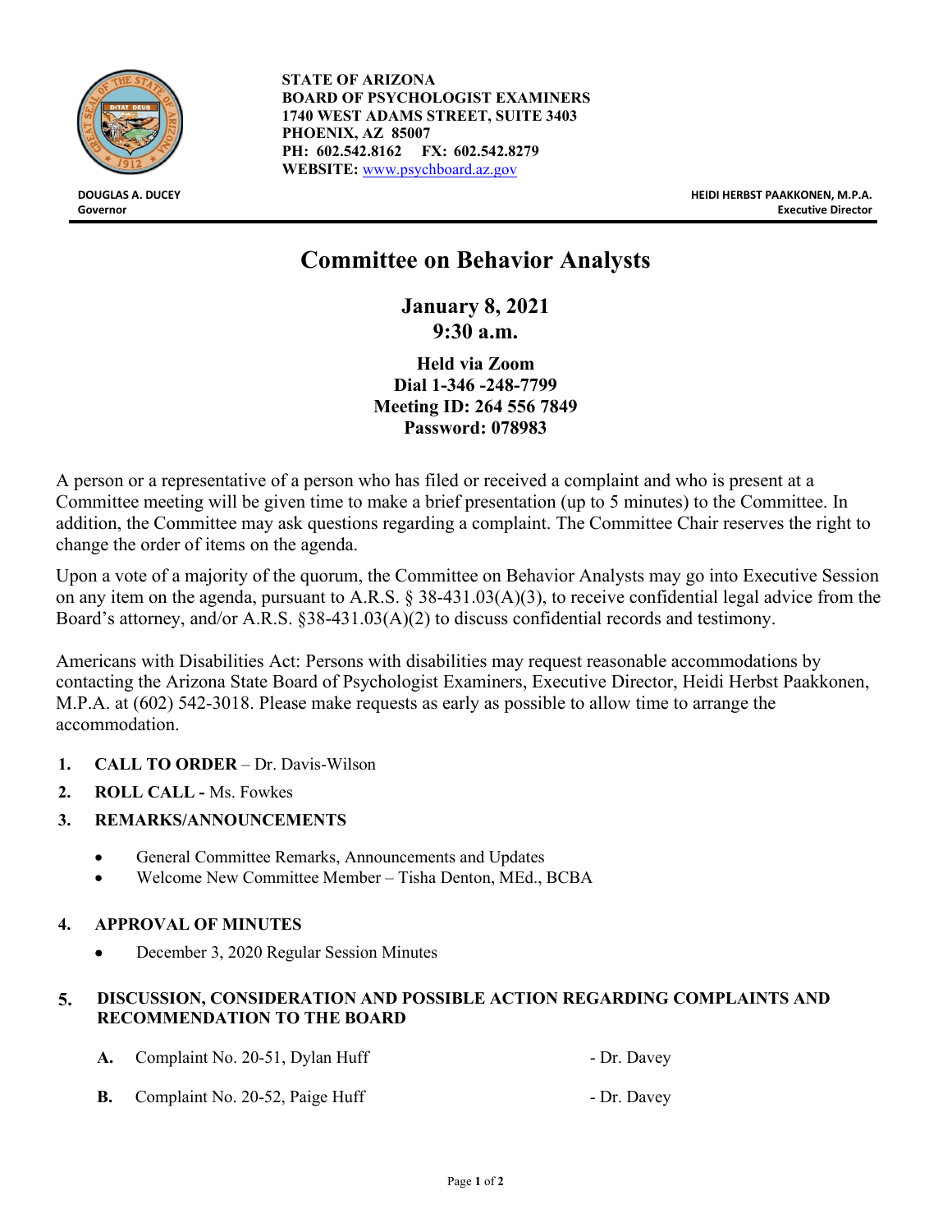**STATE OF ARIZONA**
**BOARD OF PSYCHOLOGIST EXAMINERS**
**1740 WEST ADAMS STREET, SUITE 3403**
**PHOENIX, AZ 85007**
**PH: 602.542.8162 FX: 602.542.8279**
**WEBSITE:** www.psychboard.az.gov

**DOUGLAS A. DUCEY**
**Governor**

**HEIDI HERBST PAAKKONEN, M.P.A.**
**Executive Director**

# Committee on Behavior Analysts

## January 8, 2021
## 9:30 a.m.

**Held via Zoom**
**Dial 1-346 -248-7799**
**Meeting ID: 264 556 7849**
**Password: 078983**

A person or a representative of a person who has filed or received a complaint and who is present at a Committee meeting will be given time to make a brief presentation (up to 5 minutes) to the Committee. In addition, the Committee may ask questions regarding a complaint. The Committee Chair reserves the right to change the order of items on the agenda.

Upon a vote of a majority of the quorum, the Committee on Behavior Analysts may go into Executive Session on any item on the agenda, pursuant to A.R.S. § 38-431.03(A)(3), to receive confidential legal advice from the Board's attorney, and/or A.R.S. §38-431.03(A)(2) to discuss confidential records and testimony.

Americans with Disabilities Act: Persons with disabilities may request reasonable accommodations by contacting the Arizona State Board of Psychologist Examiners, Executive Director, Heidi Herbst Paakkonen, M.P.A. at (602) 542-3018. Please make requests as early as possible to allow time to arrange the accommodation.

1. **CALL TO ORDER** – Dr. Davis-Wilson
2. **ROLL CALL -** Ms. Fowkes
3. **REMARKS/ANNOUNCEMENTS**
   - General Committee Remarks, Announcements and Updates
   - Welcome New Committee Member – Tisha Denton, MEd., BCBA
4. **APPROVAL OF MINUTES**
   - December 3, 2020 Regular Session Minutes
5. **DISCUSSION, CONSIDERATION AND POSSIBLE ACTION REGARDING COMPLAINTS AND RECOMMENDATION TO THE BOARD**
   - **A.** Complaint No. 20-51, Dylan Huff - Dr. Davey
   - **B.** Complaint No. 20-52, Paige Huff - Dr. Davey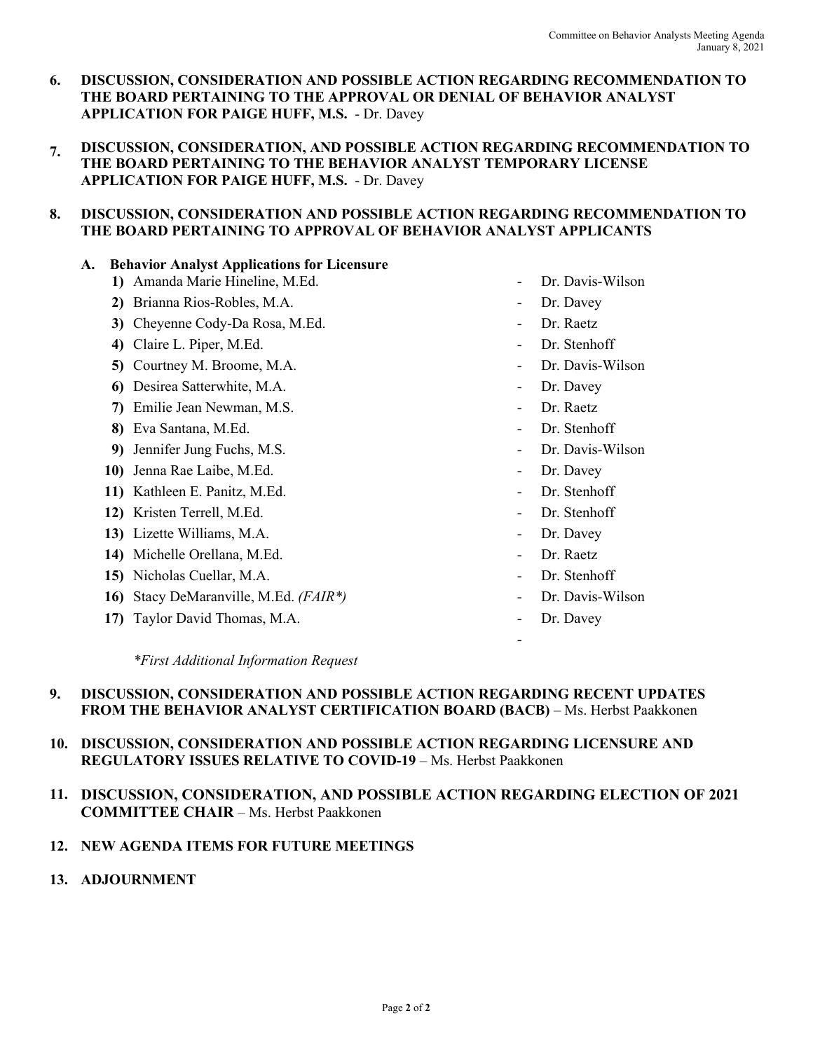6. **DISCUSSION, CONSIDERATION AND POSSIBLE ACTION REGARDING RECOMMENDATION TO THE BOARD PERTAINING TO THE APPROVAL OR DENIAL OF BEHAVIOR ANALYST APPLICATION FOR PAIGE HUFF, M.S.** - Dr. Davey

7. **DISCUSSION, CONSIDERATION, AND POSSIBLE ACTION REGARDING RECOMMENDATION TO THE BOARD PERTAINING TO THE BEHAVIOR ANALYST TEMPORARY LICENSE APPLICATION FOR PAIGE HUFF, M.S.** - Dr. Davey

8. **DISCUSSION, CONSIDERATION AND POSSIBLE ACTION REGARDING RECOMMENDATION TO THE BOARD PERTAINING TO APPROVAL OF BEHAVIOR ANALYST APPLICANTS**

   **A. Behavior Analyst Applications for Licensure**

   1) Amanda Marie Hineline, M.Ed. - Dr. Davis-Wilson
   2) Brianna Rios-Robles, M.A. - Dr. Davey
   3) Cheyenne Cody-Da Rosa, M.Ed. - Dr. Raetz
   4) Claire L. Piper, M.Ed. - Dr. Stenhoff
   5) Courtney M. Broome, M.A. - Dr. Davis-Wilson
   6) Desirea Satterwhite, M.A. - Dr. Davey
   7) Emilie Jean Newman, M.S. - Dr. Raetz
   8) Eva Santana, M.Ed. - Dr. Stenhoff
   9) Jennifer Jung Fuchs, M.S. - Dr. Davis-Wilson
   10) Jenna Rae Laibe, M.Ed. - Dr. Davey
   11) Kathleen E. Panitz, M.Ed. - Dr. Stenhoff
   12) Kristen Terrell, M.Ed. - Dr. Stenhoff
   13) Lizette Williams, M.A. - Dr. Davey
   14) Michelle Orellana, M.Ed. - Dr. Raetz
   15) Nicholas Cuellar, M.A. - Dr. Stenhoff
   16) Stacy DeMaranville, M.Ed. *(FAIR*)* - Dr. Davis-Wilson
   17) Taylor David Thomas, M.A. - Dr. Davey

   *\*First Additional Information Request*

9. **DISCUSSION, CONSIDERATION AND POSSIBLE ACTION REGARDING RECENT UPDATES FROM THE BEHAVIOR ANALYST CERTIFICATION BOARD (BACB)** – Ms. Herbst Paakkonen

10. **DISCUSSION, CONSIDERATION AND POSSIBLE ACTION REGARDING LICENSURE AND REGULATORY ISSUES RELATIVE TO COVID-19** – Ms. Herbst Paakkonen

11. **DISCUSSION, CONSIDERATION, AND POSSIBLE ACTION REGARDING ELECTION OF 2021 COMMITTEE CHAIR** – Ms. Herbst Paakkonen

12. **NEW AGENDA ITEMS FOR FUTURE MEETINGS**

13. **ADJOURNMENT**